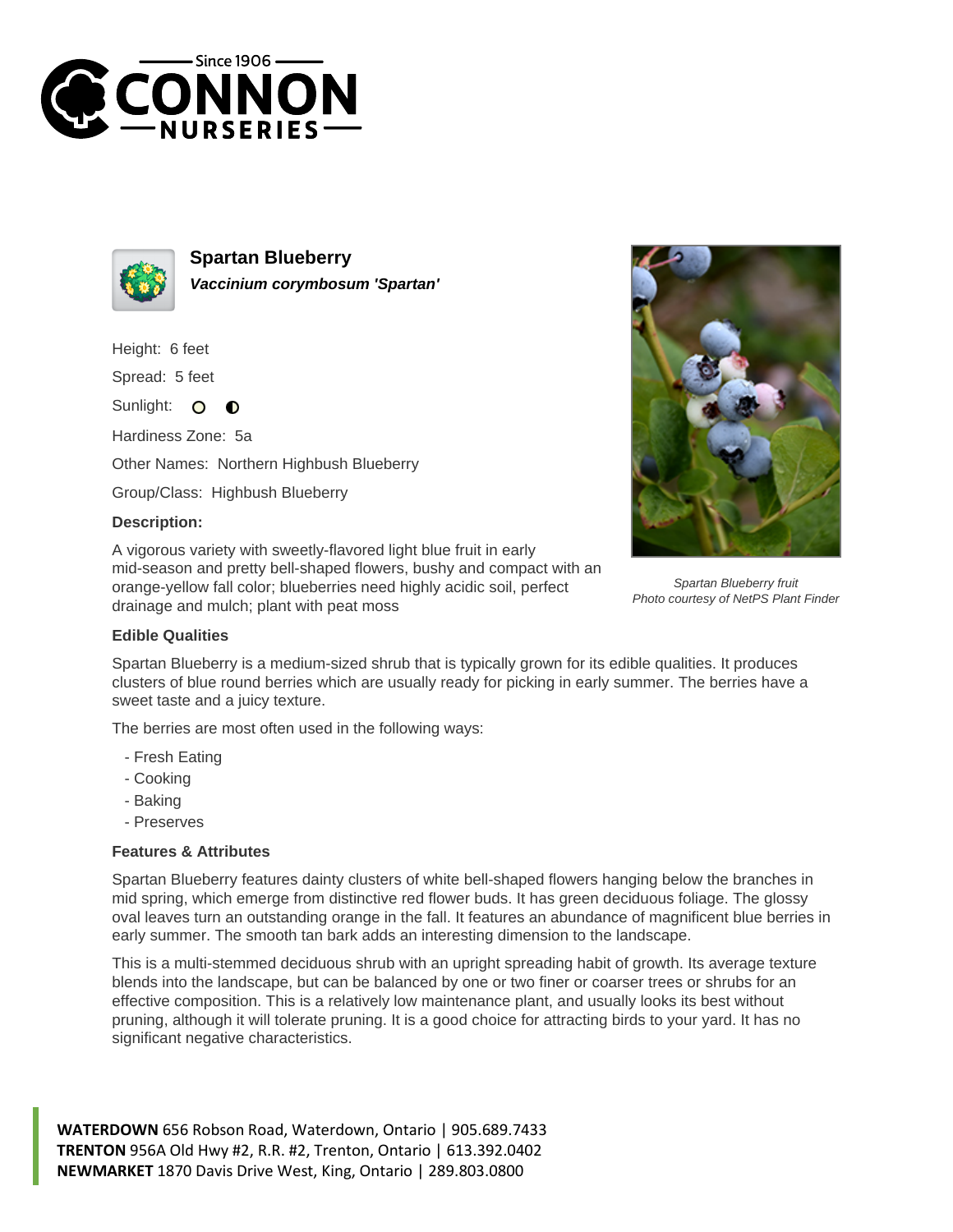# Spartan Blueberry

***Vaccinium corymbosum 'Spartan'***

Height: 6 feet

Spread: 5 feet

Sunlight:

Hardiness Zone: 5a

Other Names: Northern Highbush Blueberry

Group/Class: Highbush Blueberry

### Description:

A vigorous variety with sweetly-flavored light blue fruit in early mid-season and pretty bell-shaped flowers, bushy and compact with an orange-yellow fall color; blueberries need highly acidic soil, perfect drainage and mulch; plant with peat moss

*Spartan Blueberry fruit*
*Photo courtesy of NetPS Plant Finder*

### Edible Qualities

Spartan Blueberry is a medium-sized shrub that is typically grown for its edible qualities. It produces clusters of blue round berries which are usually ready for picking in early summer. The berries have a sweet taste and a juicy texture.

The berries are most often used in the following ways:

- Fresh Eating
- Cooking
- Baking
- Preserves

### Features & Attributes

Spartan Blueberry features dainty clusters of white bell-shaped flowers hanging below the branches in mid spring, which emerge from distinctive red flower buds. It has green deciduous foliage. The glossy oval leaves turn an outstanding orange in the fall. It features an abundance of magnificent blue berries in early summer. The smooth tan bark adds an interesting dimension to the landscape.

This is a multi-stemmed deciduous shrub with an upright spreading habit of growth. Its average texture blends into the landscape, but can be balanced by one or two finer or coarser trees or shrubs for an effective composition. This is a relatively low maintenance plant, and usually looks its best without pruning, although it will tolerate pruning. It is a good choice for attracting birds to your yard. It has no significant negative characteristics.

**WATERDOWN** 656 Robson Road, Waterdown, Ontario | 905.689.7433
**TRENTON** 956A Old Hwy #2, R.R. #2, Trenton, Ontario | 613.392.0402
**NEWMARKET** 1870 Davis Drive West, King, Ontario | 289.803.0800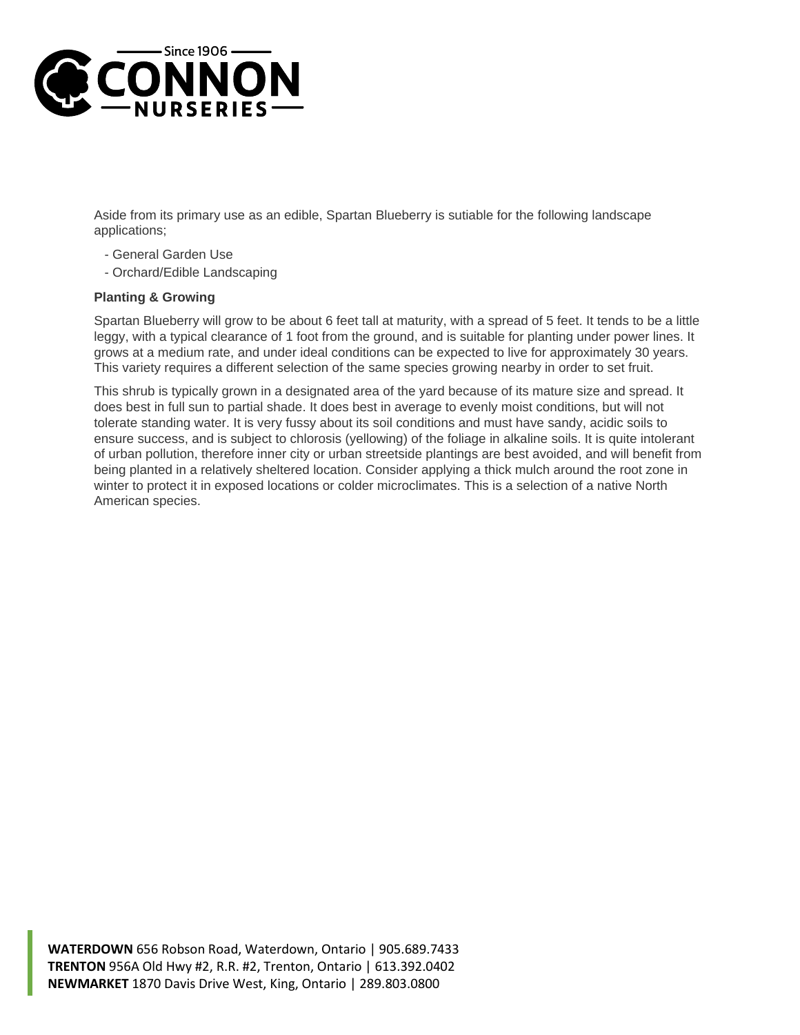Aside from its primary use as an edible, Spartan Blueberry is sutiable for the following landscape applications;

- General Garden Use
- Orchard/Edible Landscaping

**Planting & Growing**

Spartan Blueberry will grow to be about 6 feet tall at maturity, with a spread of 5 feet. It tends to be a little leggy, with a typical clearance of 1 foot from the ground, and is suitable for planting under power lines. It grows at a medium rate, and under ideal conditions can be expected to live for approximately 30 years. This variety requires a different selection of the same species growing nearby in order to set fruit.

This shrub is typically grown in a designated area of the yard because of its mature size and spread. It does best in full sun to partial shade. It does best in average to evenly moist conditions, but will not tolerate standing water. It is very fussy about its soil conditions and must have sandy, acidic soils to ensure success, and is subject to chlorosis (yellowing) of the foliage in alkaline soils. It is quite intolerant of urban pollution, therefore inner city or urban streetside plantings are best avoided, and will benefit from being planted in a relatively sheltered location. Consider applying a thick mulch around the root zone in winter to protect it in exposed locations or colder microclimates. This is a selection of a native North American species.